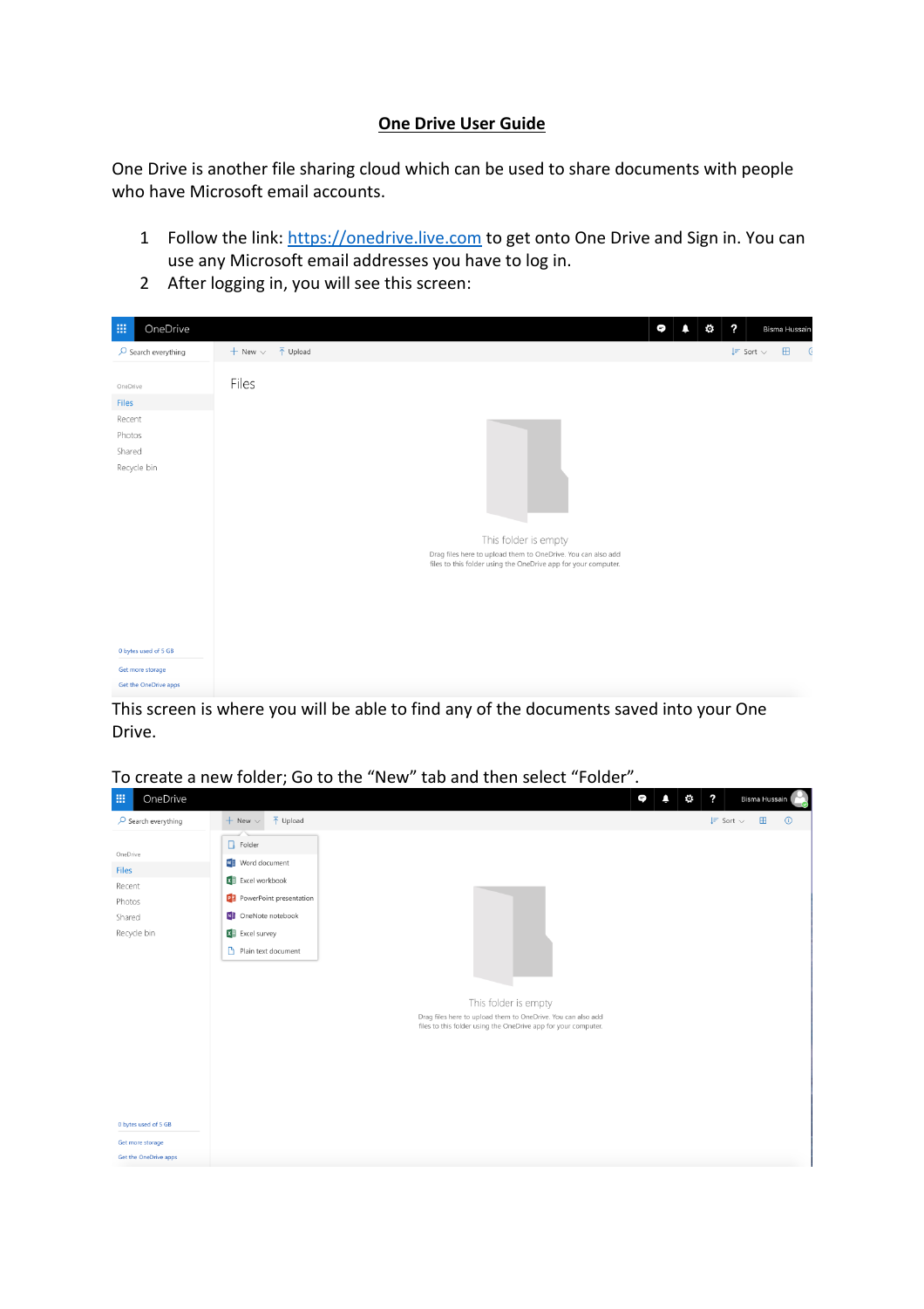# One Drive User Guide

One Drive is another file sharing cloud which can be used to share documents with people who have Microsoft email accounts.

1. Follow the link: [https://onedrive.live.com](https://onedrive.live.com) to get onto One Drive and Sign in. You can use any Microsoft email addresses you have to log in.
2. After logging in, you will see this screen:

This screen is where you will be able to find any of the documents saved into your One Drive.

To create a new folder; Go to the "New" tab and then select "Folder".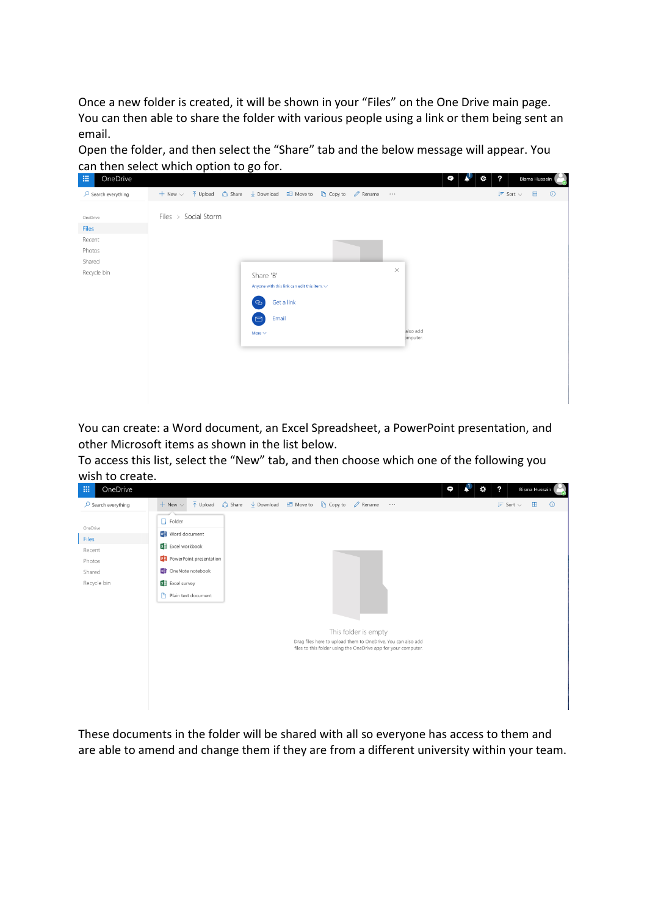Once a new folder is created, it will be shown in your "Files" on the One Drive main page. You can then able to share the folder with various people using a link or them being sent an email.

Open the folder, and then select the "Share" tab and the below message will appear. You can then select which option to go for.

You can create: a Word document, an Excel Spreadsheet, a PowerPoint presentation, and other Microsoft items as shown in the list below.

To access this list, select the "New" tab, and then choose which one of the following you wish to create.

These documents in the folder will be shared with all so everyone has access to them and are able to amend and change them if they are from a different university within your team.